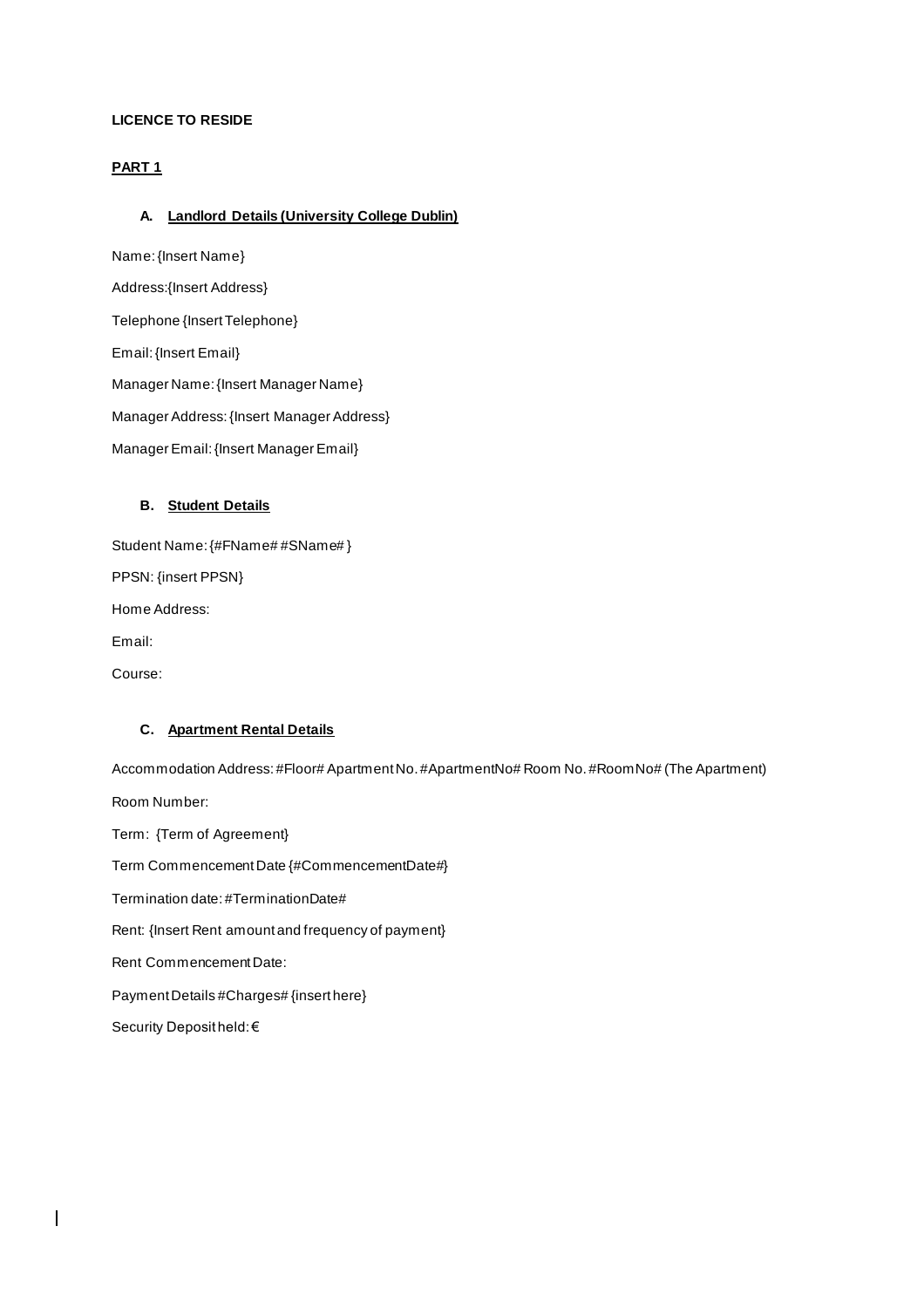**LICENCE TO RESIDE**

**PART 1**

**A. Landlord Details (University College Dublin)**

Name: {Insert Name}

Address:{Insert Address}

Telephone {Insert Telephone}

Email: {Insert Email}

Manager Name: {Insert Manager Name}

Manager Address: {Insert Manager Address}

Manager Email: {Insert Manager Email}

**B. Student Details**

Student Name: {#FName# #SName# }

PPSN: {insert PPSN}

Home Address:

Email:

Course:

**C. Apartment Rental Details**

Accommodation Address: #Floor# Apartment No. #ApartmentNo# Room No. #RoomNo# (The Apartment)

Room Number:

Term: {Term of Agreement}

Term Commencement Date {#CommencementDate#}

Termination date: #TerminationDate#

Rent: {Insert Rent amount and frequency of payment}

Rent Commencement Date:

Payment Details #Charges# {insert here}

Security Deposit held: €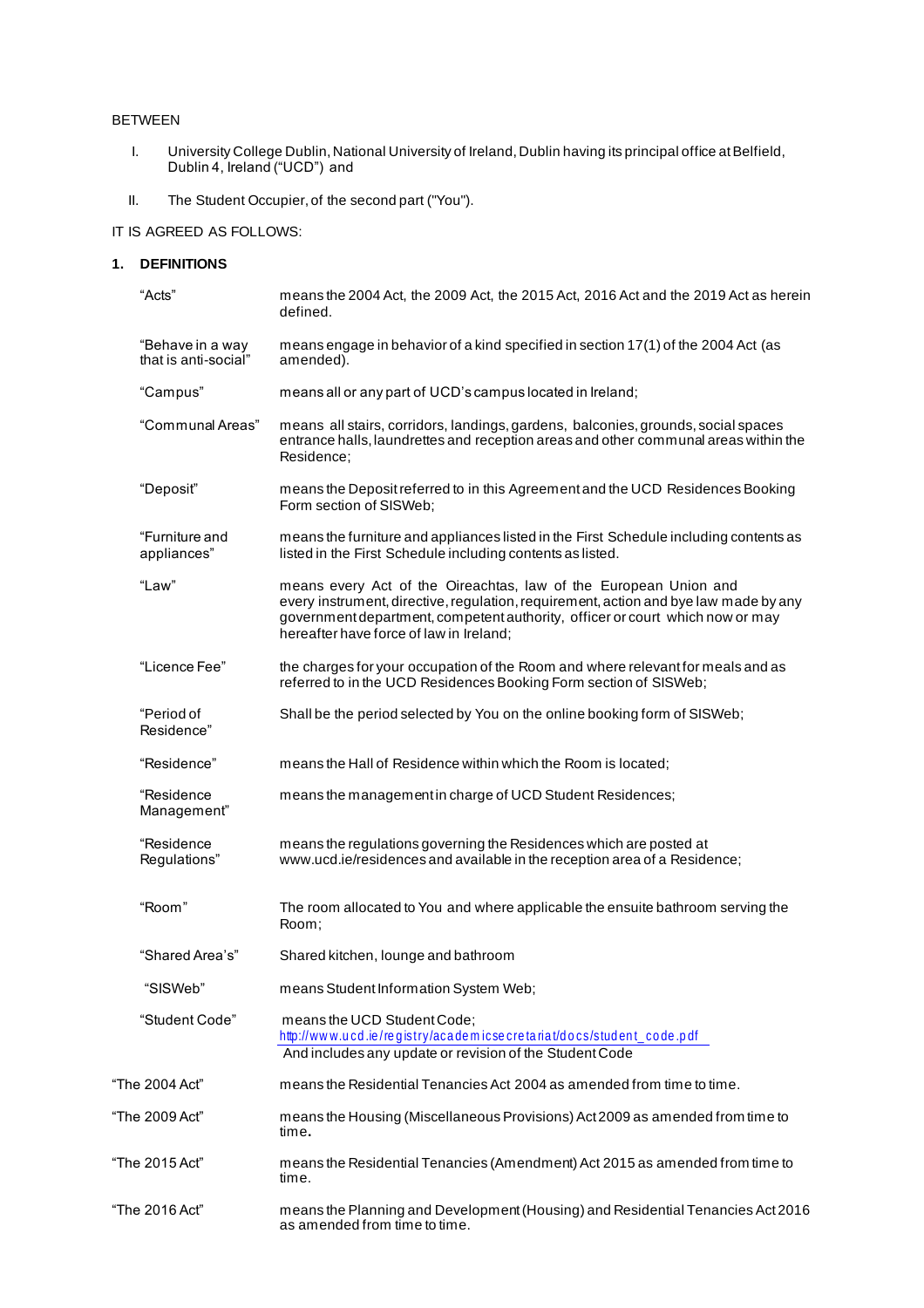BETWEEN

I. University College Dublin, National University of Ireland, Dublin having its principal office at Belfield, Dublin 4, Ireland ("UCD") and

II. The Student Occupier, of the second part ("You").

IT IS AGREED AS FOLLOWS:

## 1. DEFINITIONS

| | |
|---|---|
| "Acts" | means the 2004 Act, the 2009 Act, the 2015 Act, 2016 Act and the 2019 Act as herein defined. |
| "Behave in a way that is anti-social" | means engage in behavior of a kind specified in section 17(1) of the 2004 Act (as amended). |
| "Campus" | means all or any part of UCD's campus located in Ireland; |
| "Communal Areas" | means all stairs, corridors, landings, gardens, balconies, grounds, social spaces entrance halls, laundrettes and reception areas and other communal areas within the Residence; |
| "Deposit" | means the Deposit referred to in this Agreement and the UCD Residences Booking Form section of SISWeb; |
| "Furniture and appliances" | means the furniture and appliances listed in the First Schedule including contents as listed in the First Schedule including contents as listed. |
| "Law" | means every Act of the Oireachtas, law of the European Union and every instrument, directive, regulation, requirement, action and bye law made by any government department, competent authority, officer or court which now or may hereafter have force of law in Ireland; |
| "Licence Fee" | the charges for your occupation of the Room and where relevant for meals and as referred to in the UCD Residences Booking Form section of SISWeb; |
| "Period of Residence" | Shall be the period selected by You on the online booking form of SISWeb; |
| "Residence" | means the Hall of Residence within which the Room is located; |
| "Residence Management" | means the management in charge of UCD Student Residences; |
| "Residence Regulations" | means the regulations governing the Residences which are posted at www.ucd.ie/residences and available in the reception area of a Residence; |
| "Room" | The room allocated to You and where applicable the ensuite bathroom serving the Room; |
| "Shared Area's" | Shared kitchen, lounge and bathroom |
| "SISWeb" | means Student Information System Web; |
| "Student Code" | means the UCD Student Code; http://www.ucd.ie/registry/academicsecretariat/docs/student_code.pdf And includes any update or revision of the Student Code |
| "The 2004 Act" | means the Residential Tenancies Act 2004 as amended from time to time. |
| "The 2009 Act" | means the Housing (Miscellaneous Provisions) Act 2009 as amended from time to time. |
| "The 2015 Act" | means the Residential Tenancies (Amendment) Act 2015 as amended from time to time. |
| "The 2016 Act" | means the Planning and Development (Housing) and Residential Tenancies Act 2016 as amended from time to time. |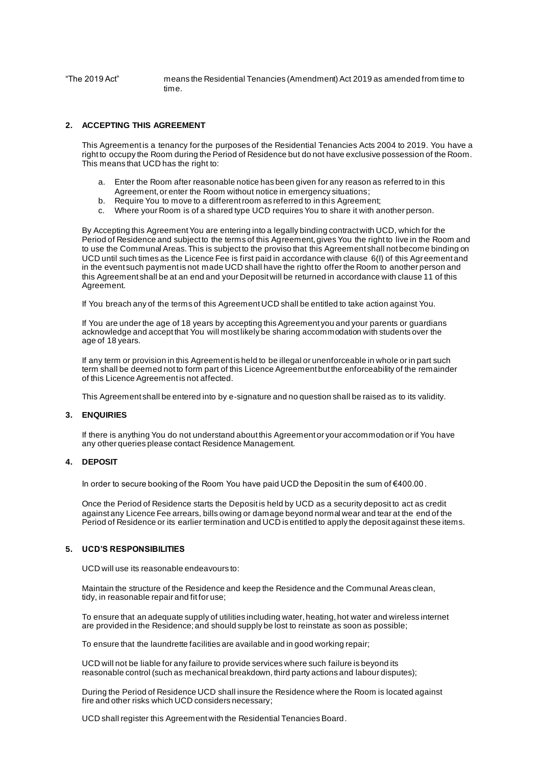"The 2019 Act" means the Residential Tenancies (Amendment) Act 2019 as amended from time to time.

## 2. ACCEPTING THIS AGREEMENT

This Agreement is a tenancy for the purposes of the Residential Tenancies Acts 2004 to 2019. You have a right to occupy the Room during the Period of Residence but do not have exclusive possession of the Room. This means that UCD has the right to:

a. Enter the Room after reasonable notice has been given for any reason as referred to in this Agreement, or enter the Room without notice in emergency situations;
b. Require You to move to a different room as referred to in this Agreement;
c. Where your Room is of a shared type UCD requires You to share it with another person.

By Accepting this Agreement You are entering into a legally binding contract with UCD, which for the Period of Residence and subject to the terms of this Agreement, gives You the right to live in the Room and to use the Communal Areas. This is subject to the proviso that this Agreement shall not become binding on UCD until such times as the Licence Fee is first paid in accordance with clause 6(l) of this Agreement and in the event such payment is not made UCD shall have the right to offer the Room to another person and this Agreement shall be at an end and your Deposit will be returned in accordance with clause 11 of this Agreement.

If You breach any of the terms of this Agreement UCD shall be entitled to take action against You.

If You are under the age of 18 years by accepting this Agreement you and your parents or guardians acknowledge and accept that You will most likely be sharing accommodation with students over the age of 18 years.

If any term or provision in this Agreement is held to be illegal or unenforceable in whole or in part such term shall be deemed not to form part of this Licence Agreement but the enforceability of the remainder of this Licence Agreement is not affected.

This Agreement shall be entered into by e-signature and no question shall be raised as to its validity.

## 3. ENQUIRIES

If there is anything You do not understand about this Agreement or your accommodation or if You have any other queries please contact Residence Management.

## 4. DEPOSIT

In order to secure booking of the Room You have paid UCD the Deposit in the sum of €400.00.

Once the Period of Residence starts the Deposit is held by UCD as a security deposit to act as credit against any Licence Fee arrears, bills owing or damage beyond normal wear and tear at the end of the Period of Residence or its earlier termination and UCD is entitled to apply the deposit against these items.

## 5. UCD'S RESPONSIBILITIES

UCD will use its reasonable endeavours to:

Maintain the structure of the Residence and keep the Residence and the Communal Areas clean, tidy, in reasonable repair and fit for use;

To ensure that an adequate supply of utilities including water, heating, hot water and wireless internet are provided in the Residence; and should supply be lost to reinstate as soon as possible;

To ensure that the laundrette facilities are available and in good working repair;

UCD will not be liable for any failure to provide services where such failure is beyond its reasonable control (such as mechanical breakdown, third party actions and labour disputes);

During the Period of Residence UCD shall insure the Residence where the Room is located against fire and other risks which UCD considers necessary;

UCD shall register this Agreement with the Residential Tenancies Board.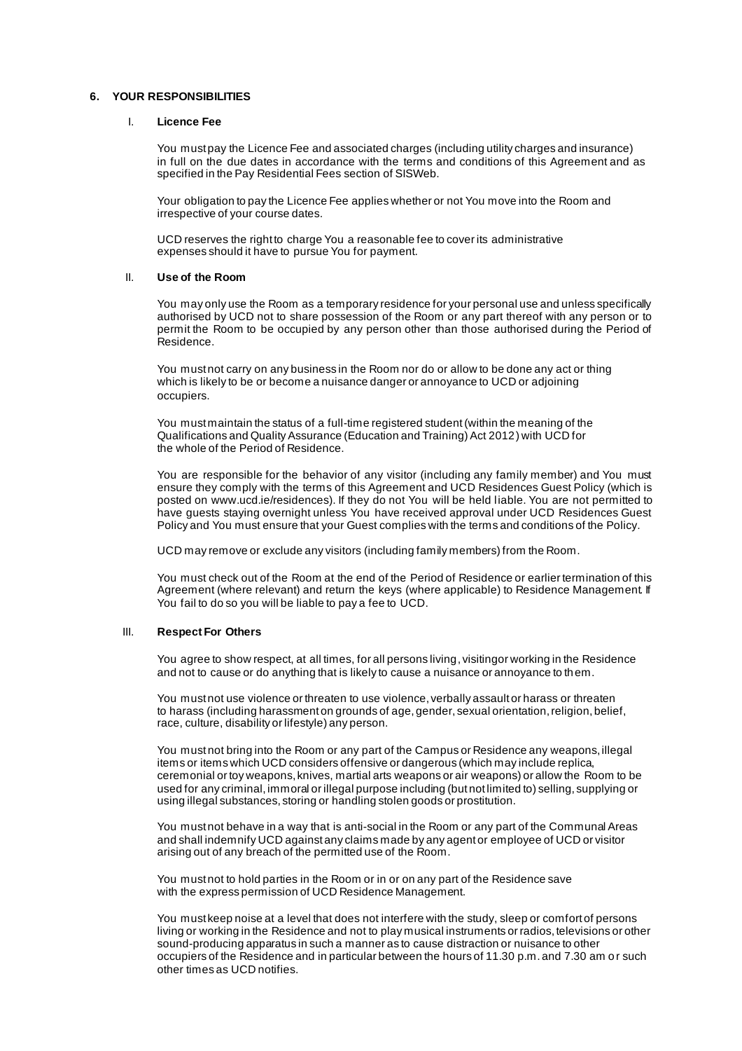## 6. YOUR RESPONSIBILITIES

### I. Licence Fee

You must pay the Licence Fee and associated charges (including utility charges and insurance) in full on the due dates in accordance with the terms and conditions of this Agreement and as specified in the Pay Residential Fees section of SISWeb.

Your obligation to pay the Licence Fee applies whether or not You move into the Room and irrespective of your course dates.

UCD reserves the right to charge You a reasonable fee to cover its administrative expenses should it have to pursue You for payment.

### II. Use of the Room

You may only use the Room as a temporary residence for your personal use and unless specifically authorised by UCD not to share possession of the Room or any part thereof with any person or to permit the Room to be occupied by any person other than those authorised during the Period of Residence.

You must not carry on any business in the Room nor do or allow to be done any act or thing which is likely to be or become a nuisance danger or annoyance to UCD or adjoining occupiers.

You must maintain the status of a full-time registered student (within the meaning of the Qualifications and Quality Assurance (Education and Training) Act 2012) with UCD for the whole of the Period of Residence.

You are responsible for the behavior of any visitor (including any family member) and You must ensure they comply with the terms of this Agreement and UCD Residences Guest Policy (which is posted on www.ucd.ie/residences). If they do not You will be held liable. You are not permitted to have guests staying overnight unless You have received approval under UCD Residences Guest Policy and You must ensure that your Guest complies with the terms and conditions of the Policy.

UCD may remove or exclude any visitors (including family members) from the Room.

You must check out of the Room at the end of the Period of Residence or earlier termination of this Agreement (where relevant) and return the keys (where applicable) to Residence Management. If You fail to do so you will be liable to pay a fee to UCD.

### III. Respect For Others

You agree to show respect, at all times, for all persons living, visitingor working in the Residence and not to cause or do anything that is likely to cause a nuisance or annoyance to them.

You must not use violence or threaten to use violence, verbally assault or harass or threaten to harass (including harassment on grounds of age, gender, sexual orientation, religion, belief, race, culture, disability or lifestyle) any person.

You must not bring into the Room or any part of the Campus or Residence any weapons, illegal items or items which UCD considers offensive or dangerous (which may include replica, ceremonial or toy weapons, knives, martial arts weapons or air weapons) or allow the Room to be used for any criminal, immoral or illegal purpose including (but not limited to) selling, supplying or using illegal substances, storing or handling stolen goods or prostitution.

You must not behave in a way that is anti-social in the Room or any part of the Communal Areas and shall indemnify UCD against any claims made by any agent or employee of UCD or visitor arising out of any breach of the permitted use of the Room.

You must not to hold parties in the Room or in or on any part of the Residence save with the express permission of UCD Residence Management.

You must keep noise at a level that does not interfere with the study, sleep or comfort of persons living or working in the Residence and not to play musical instruments or radios, televisions or other sound-producing apparatus in such a manner as to cause distraction or nuisance to other occupiers of the Residence and in particular between the hours of 11.30 p.m. and 7.30 am or such other times as UCD notifies.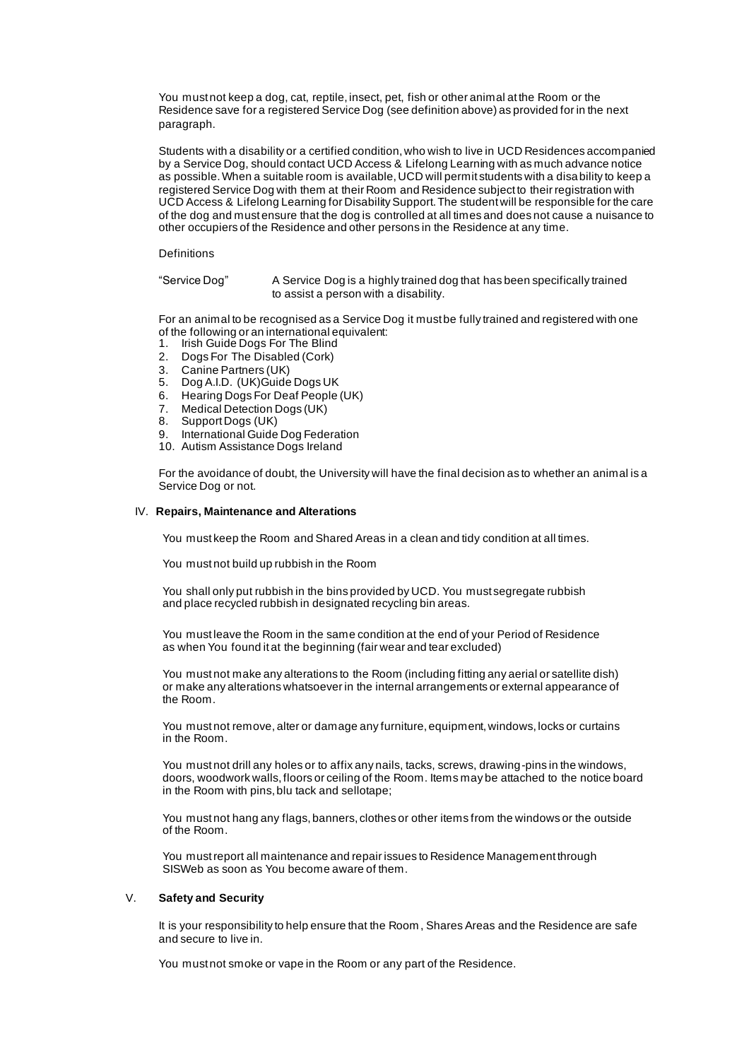You must not keep a dog, cat, reptile, insect, pet, fish or other animal at the Room or the Residence save for a registered Service Dog (see definition above) as provided for in the next paragraph.

Students with a disability or a certified condition, who wish to live in UCD Residences accompanied by a Service Dog, should contact UCD Access & Lifelong Learning with as much advance notice as possible. When a suitable room is available, UCD will permit students with a disability to keep a registered Service Dog with them at their Room and Residence subject to their registration with UCD Access & Lifelong Learning for Disability Support. The student will be responsible for the care of the dog and must ensure that the dog is controlled at all times and does not cause a nuisance to other occupiers of the Residence and other persons in the Residence at any time.

Definitions

"Service Dog" A Service Dog is a highly trained dog that has been specifically trained to assist a person with a disability.

For an animal to be recognised as a Service Dog it must be fully trained and registered with one of the following or an international equivalent:

1. Irish Guide Dogs For The Blind
2. Dogs For The Disabled (Cork)
3. Canine Partners (UK)
5. Dog A.I.D. (UK)Guide Dogs UK
6. Hearing Dogs For Deaf People (UK)
7. Medical Detection Dogs (UK)
8. Support Dogs (UK)
9. International Guide Dog Federation
10. Autism Assistance Dogs Ireland

For the avoidance of doubt, the University will have the final decision as to whether an animal is a Service Dog or not.

## IV. Repairs, Maintenance and Alterations

You must keep the Room and Shared Areas in a clean and tidy condition at all times.

You must not build up rubbish in the Room

You shall only put rubbish in the bins provided by UCD. You must segregate rubbish and place recycled rubbish in designated recycling bin areas.

You must leave the Room in the same condition at the end of your Period of Residence as when You found it at the beginning (fair wear and tear excluded)

You must not make any alterations to the Room (including fitting any aerial or satellite dish) or make any alterations whatsoever in the internal arrangements or external appearance of the Room.

You must not remove, alter or damage any furniture, equipment, windows, locks or curtains in the Room.

You must not drill any holes or to affix any nails, tacks, screws, drawing-pins in the windows, doors, woodwork walls, floors or ceiling of the Room. Items may be attached to the notice board in the Room with pins, blu tack and sellotape;

You must not hang any flags, banners, clothes or other items from the windows or the outside of the Room.

You must report all maintenance and repair issues to Residence Management through SISWeb as soon as You become aware of them.

## V. Safety and Security

It is your responsibility to help ensure that the Room, Shares Areas and the Residence are safe and secure to live in.

You must not smoke or vape in the Room or any part of the Residence.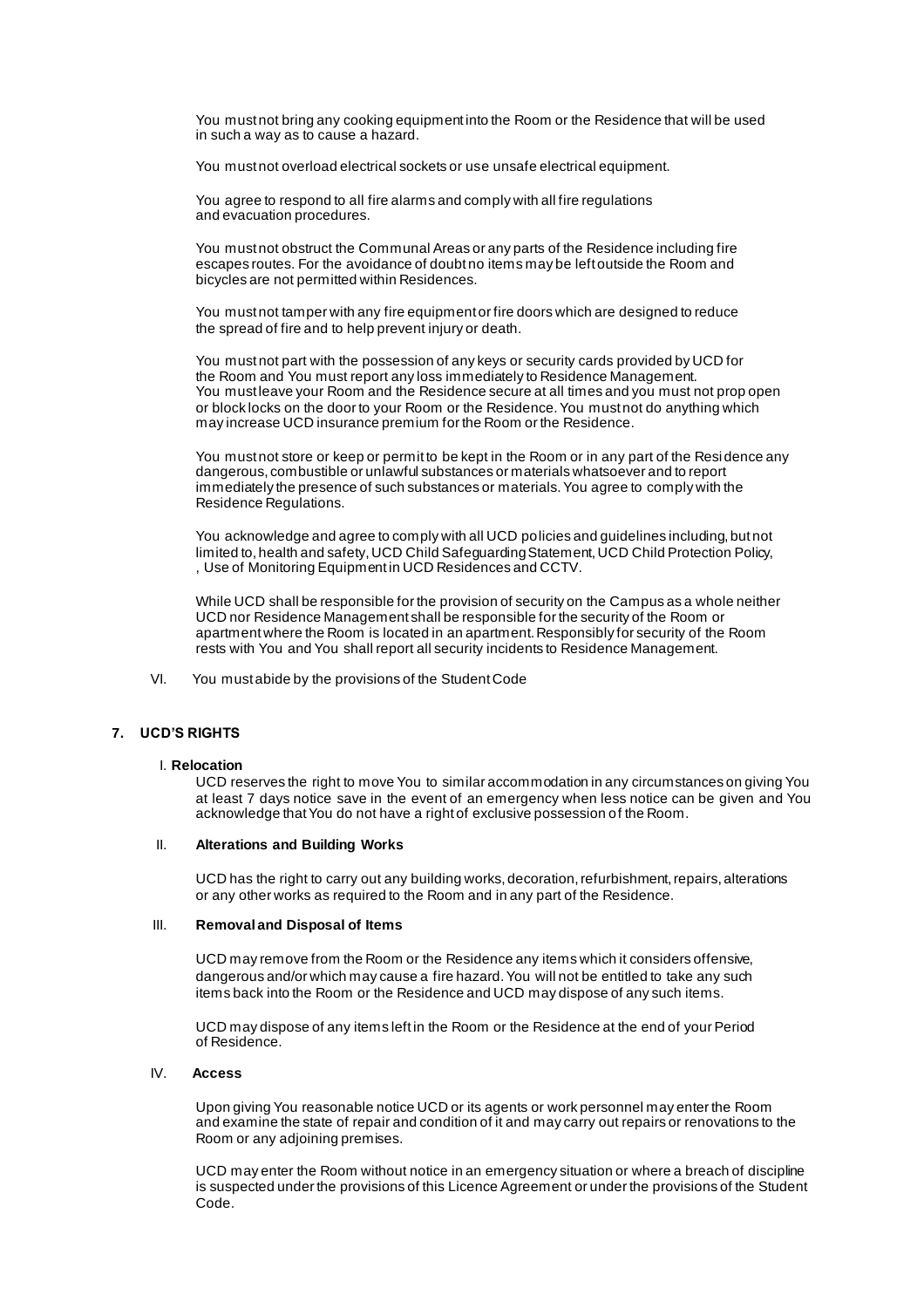You must not bring any cooking equipment into the Room or the Residence that will be used in such a way as to cause a hazard.

You must not overload electrical sockets or use unsafe electrical equipment.

You agree to respond to all fire alarms and comply with all fire regulations and evacuation procedures.

You must not obstruct the Communal Areas or any parts of the Residence including fire escapes routes. For the avoidance of doubt no items may be left outside the Room and bicycles are not permitted within Residences.

You must not tamper with any fire equipment or fire doors which are designed to reduce the spread of fire and to help prevent injury or death.

You must not part with the possession of any keys or security cards provided by UCD for the Room and You must report any loss immediately to Residence Management. You must leave your Room and the Residence secure at all times and you must not prop open or block locks on the door to your Room or the Residence. You must not do anything which may increase UCD insurance premium for the Room or the Residence.

You must not store or keep or permit to be kept in the Room or in any part of the Residence any dangerous, combustible or unlawful substances or materials whatsoever and to report immediately the presence of such substances or materials. You agree to comply with the Residence Regulations.

You acknowledge and agree to comply with all UCD policies and guidelines including, but not limited to, health and safety, UCD Child Safeguarding Statement, UCD Child Protection Policy, , Use of Monitoring Equipment in UCD Residences and CCTV.

While UCD shall be responsible for the provision of security on the Campus as a whole neither UCD nor Residence Management shall be responsible for the security of the Room or apartment where the Room is located in an apartment. Responsibly for security of the Room rests with You and You shall report all security incidents to Residence Management.

VI. You must abide by the provisions of the Student Code

## 7. UCD'S RIGHTS

### I. Relocation

UCD reserves the right to move You to similar accommodation in any circumstances on giving You at least 7 days notice save in the event of an emergency when less notice can be given and You acknowledge that You do not have a right of exclusive possession of the Room.

### II. Alterations and Building Works

UCD has the right to carry out any building works, decoration, refurbishment, repairs, alterations or any other works as required to the Room and in any part of the Residence.

### III. Removal and Disposal of Items

UCD may remove from the Room or the Residence any items which it considers offensive, dangerous and/or which may cause a fire hazard. You will not be entitled to take any such items back into the Room or the Residence and UCD may dispose of any such items.

UCD may dispose of any items left in the Room or the Residence at the end of your Period of Residence.

### IV. Access

Upon giving You reasonable notice UCD or its agents or work personnel may enter the Room and examine the state of repair and condition of it and may carry out repairs or renovations to the Room or any adjoining premises.

UCD may enter the Room without notice in an emergency situation or where a breach of discipline is suspected under the provisions of this Licence Agreement or under the provisions of the Student Code.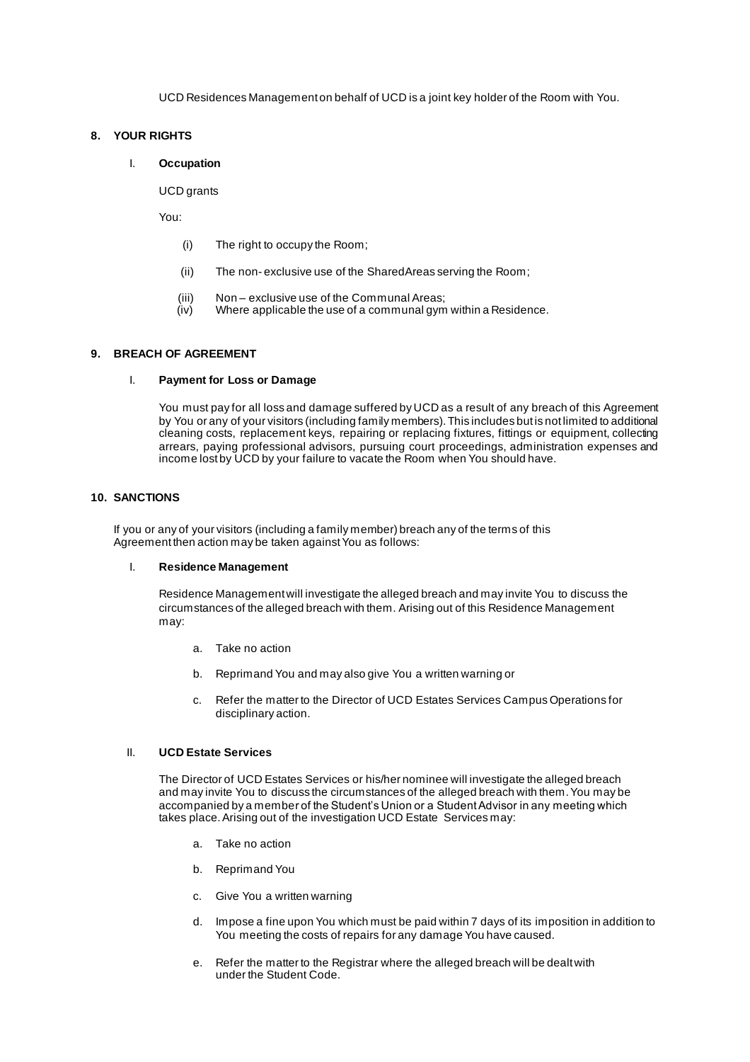UCD Residences Management on behalf of UCD is a joint key holder of the Room with You.

## 8. YOUR RIGHTS

### I. Occupation

UCD grants

You:

(i) The right to occupy the Room;

(ii) The non- exclusive use of the SharedAreas serving the Room;

(iii) Non – exclusive use of the Communal Areas;
(iv) Where applicable the use of a communal gym within a Residence.

## 9. BREACH OF AGREEMENT

### I. Payment for Loss or Damage

You must pay for all loss and damage suffered by UCD as a result of any breach of this Agreement by You or any of your visitors (including family members). This includes but is not limited to additional cleaning costs, replacement keys, repairing or replacing fixtures, fittings or equipment, collecting arrears, paying professional advisors, pursuing court proceedings, administration expenses and income lost by UCD by your failure to vacate the Room when You should have.

## 10. SANCTIONS

If you or any of your visitors (including a family member) breach any of the terms of this Agreement then action may be taken against You as follows:

### I. Residence Management

Residence Management will investigate the alleged breach and may invite You to discuss the circumstances of the alleged breach with them. Arising out of this Residence Management may:

a. Take no action

b. Reprimand You and may also give You a written warning or

c. Refer the matter to the Director of UCD Estates Services Campus Operations for disciplinary action.

### II. UCD Estate Services

The Director of UCD Estates Services or his/her nominee will investigate the alleged breach and may invite You to discuss the circumstances of the alleged breach with them. You may be accompanied by a member of the Student's Union or a Student Advisor in any meeting which takes place. Arising out of the investigation UCD Estate Services may:

a. Take no action

b. Reprimand You

c. Give You a written warning

d. Impose a fine upon You which must be paid within 7 days of its imposition in addition to You meeting the costs of repairs for any damage You have caused.

e. Refer the matter to the Registrar where the alleged breach will be dealt with under the Student Code.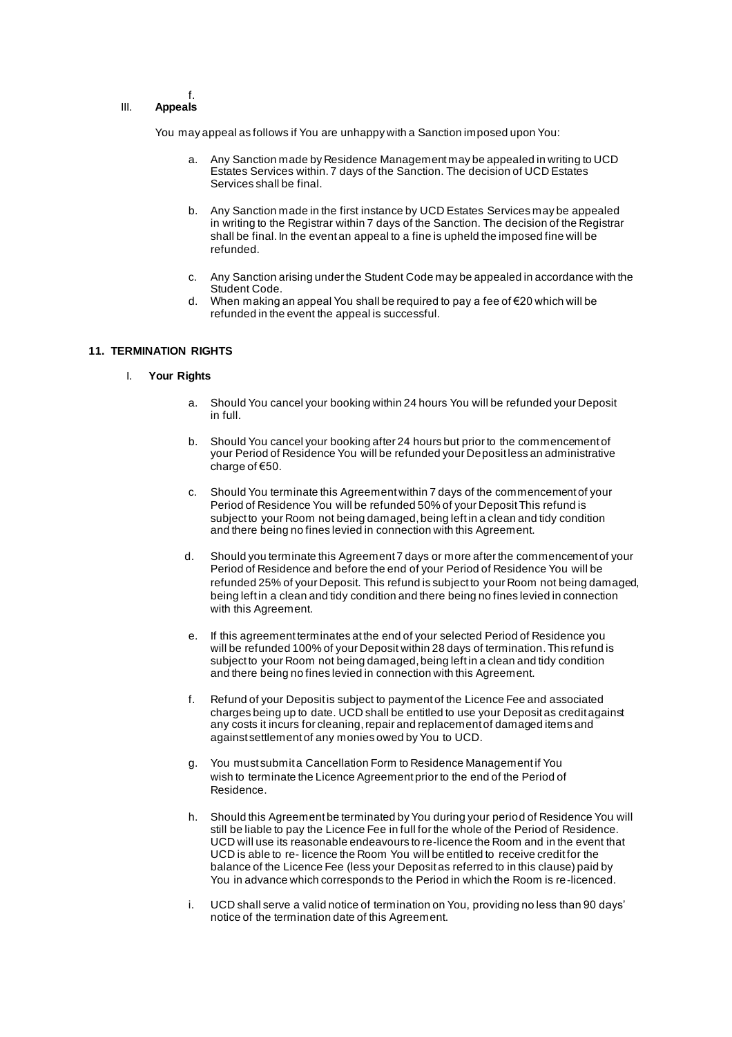f.

III. **Appeals**

You may appeal as follows if You are unhappy with a Sanction imposed upon You:

a. Any Sanction made by Residence Management may be appealed in writing to UCD Estates Services within. 7 days of the Sanction. The decision of UCD Estates Services shall be final.

b. Any Sanction made in the first instance by UCD Estates Services may be appealed in writing to the Registrar within 7 days of the Sanction. The decision of the Registrar shall be final. In the event an appeal to a fine is upheld the imposed fine will be refunded.

c. Any Sanction arising under the Student Code may be appealed in accordance with the Student Code.

d. When making an appeal You shall be required to pay a fee of €20 which will be refunded in the event the appeal is successful.

## 11. TERMINATION RIGHTS

I. **Your Rights**

a. Should You cancel your booking within 24 hours You will be refunded your Deposit in full.

b. Should You cancel your booking after 24 hours but prior to the commencement of your Period of Residence You will be refunded your Deposit less an administrative charge of €50.

c. Should You terminate this Agreement within 7 days of the commencement of your Period of Residence You will be refunded 50% of your Deposit This refund is subject to your Room not being damaged, being left in a clean and tidy condition and there being no fines levied in connection with this Agreement.

d. Should you terminate this Agreement 7 days or more after the commencement of your Period of Residence and before the end of your Period of Residence You will be refunded 25% of your Deposit. This refund is subject to your Room not being damaged, being left in a clean and tidy condition and there being no fines levied in connection with this Agreement.

e. If this agreement terminates at the end of your selected Period of Residence you will be refunded 100% of your Deposit within 28 days of termination. This refund is subject to your Room not being damaged, being left in a clean and tidy condition and there being no fines levied in connection with this Agreement.

f. Refund of your Deposit is subject to payment of the Licence Fee and associated charges being up to date. UCD shall be entitled to use your Deposit as credit against any costs it incurs for cleaning, repair and replacement of damaged items and against settlement of any monies owed by You to UCD.

g. You must submit a Cancellation Form to Residence Management if You wish to terminate the Licence Agreement prior to the end of the Period of Residence.

h. Should this Agreement be terminated by You during your period of Residence You will still be liable to pay the Licence Fee in full for the whole of the Period of Residence. UCD will use its reasonable endeavours to re-licence the Room and in the event that UCD is able to re- licence the Room You will be entitled to receive credit for the balance of the Licence Fee (less your Deposit as referred to in this clause) paid by You in advance which corresponds to the Period in which the Room is re-licenced.

i. UCD shall serve a valid notice of termination on You, providing no less than 90 days' notice of the termination date of this Agreement.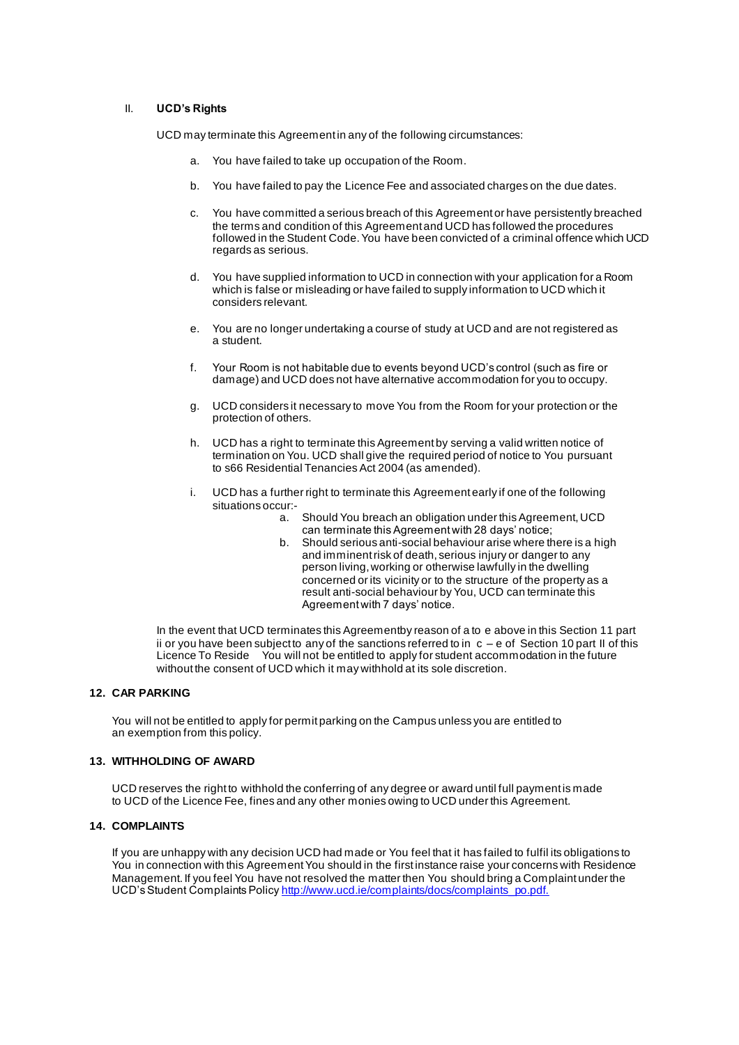II. **UCD's Rights**

UCD may terminate this Agreement in any of the following circumstances:

a. You have failed to take up occupation of the Room.

b. You have failed to pay the Licence Fee and associated charges on the due dates.

c. You have committed a serious breach of this Agreement or have persistently breached the terms and condition of this Agreement and UCD has followed the procedures followed in the Student Code. You have been convicted of a criminal offence which UCD regards as serious.

d. You have supplied information to UCD in connection with your application for a Room which is false or misleading or have failed to supply information to UCD which it considers relevant.

e. You are no longer undertaking a course of study at UCD and are not registered as a student.

f. Your Room is not habitable due to events beyond UCD's control (such as fire or damage) and UCD does not have alternative accommodation for you to occupy.

g. UCD considers it necessary to move You from the Room for your protection or the protection of others.

h. UCD has a right to terminate this Agreement by serving a valid written notice of termination on You. UCD shall give the required period of notice to You pursuant to s66 Residential Tenancies Act 2004 (as amended).

i. UCD has a further right to terminate this Agreement early if one of the following situations occur:-
   a. Should You breach an obligation under this Agreement, UCD can terminate this Agreement with 28 days' notice;
   b. Should serious anti-social behaviour arise where there is a high and imminent risk of death, serious injury or danger to any person living, working or otherwise lawfully in the dwelling concerned or its vicinity or to the structure of the property as a result anti-social behaviour by You, UCD can terminate this Agreement with 7 days' notice.

In the event that UCD terminates this Agreementby reason of a to e above in this Section 11 part ii or you have been subject to any of the sanctions referred to in c – e of Section 10 part II of this Licence To Reside You will not be entitled to apply for student accommodation in the future without the consent of UCD which it may withhold at its sole discretion.

## 12. CAR PARKING

You will not be entitled to apply for permit parking on the Campus unless you are entitled to an exemption from this policy.

## 13. WITHHOLDING OF AWARD

UCD reserves the right to withhold the conferring of any degree or award until full payment is made to UCD of the Licence Fee, fines and any other monies owing to UCD under this Agreement.

## 14. COMPLAINTS

If you are unhappy with any decision UCD had made or You feel that it has failed to fulfil its obligations to You in connection with this Agreement You should in the first instance raise your concerns with Residence Management. If you feel You have not resolved the matter then You should bring a Complaint under the UCD's Student Complaints Policy http://www.ucd.ie/complaints/docs/complaints_po.pdf.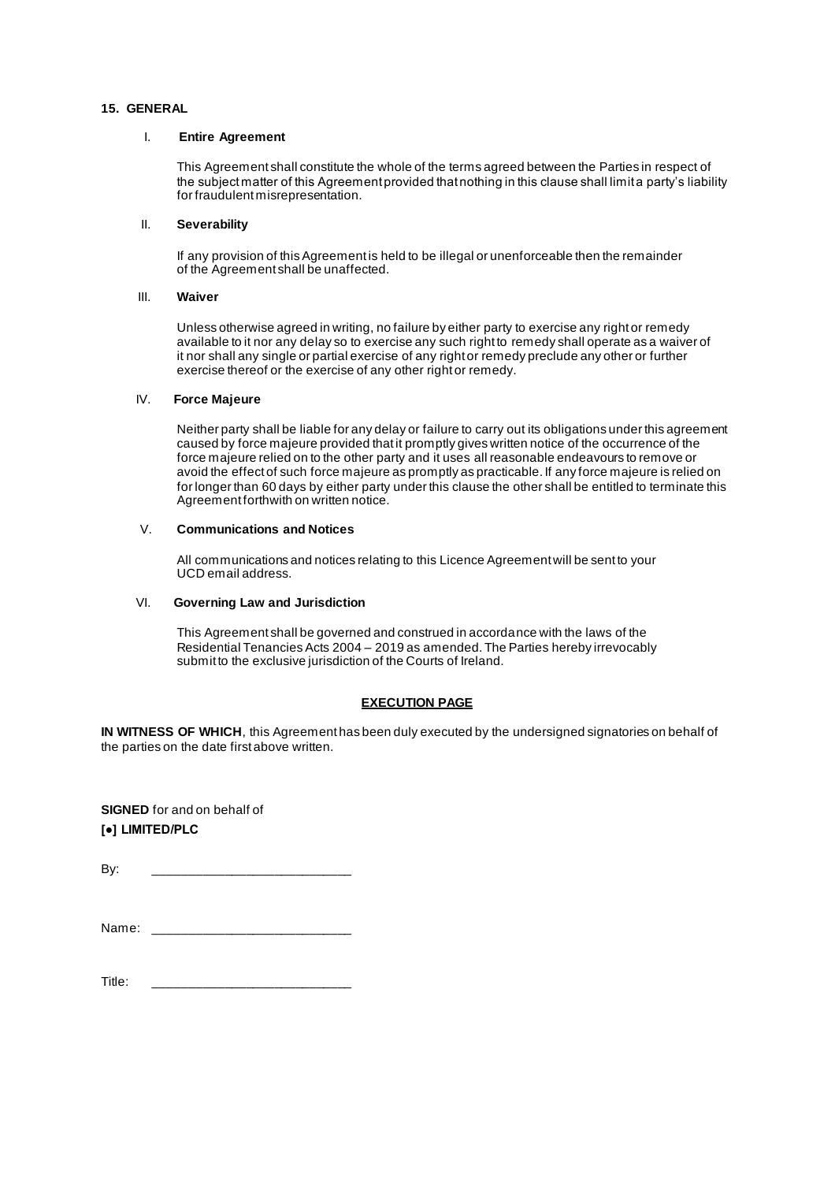## 15. GENERAL

### I. Entire Agreement

This Agreement shall constitute the whole of the terms agreed between the Parties in respect of the subject matter of this Agreement provided that nothing in this clause shall limit a party's liability for fraudulent misrepresentation.

### II. Severability

If any provision of this Agreement is held to be illegal or unenforceable then the remainder of the Agreement shall be unaffected.

### III. Waiver

Unless otherwise agreed in writing, no failure by either party to exercise any right or remedy available to it nor any delay so to exercise any such right to remedy shall operate as a waiver of it nor shall any single or partial exercise of any right or remedy preclude any other or further exercise thereof or the exercise of any other right or remedy.

### IV. Force Majeure

Neither party shall be liable for any delay or failure to carry out its obligations under this agreement caused by force majeure provided that it promptly gives written notice of the occurrence of the force majeure relied on to the other party and it uses all reasonable endeavours to remove or avoid the effect of such force majeure as promptly as practicable. If any force majeure is relied on for longer than 60 days by either party under this clause the other shall be entitled to terminate this Agreement forthwith on written notice.

### V. Communications and Notices

All communications and notices relating to this Licence Agreement will be sent to your UCD email address.

### VI. Governing Law and Jurisdiction

This Agreement shall be governed and construed in accordance with the laws of the Residential Tenancies Acts 2004 – 2019 as amended. The Parties hereby irrevocably submit to the exclusive jurisdiction of the Courts of Ireland.

## EXECUTION PAGE

**IN WITNESS OF WHICH**, this Agreement has been duly executed by the undersigned signatories on behalf of the parties on the date first above written.

**SIGNED** for and on behalf of
**[●] LIMITED/PLC**

By: ___________________________

Name: ___________________________

Title: ___________________________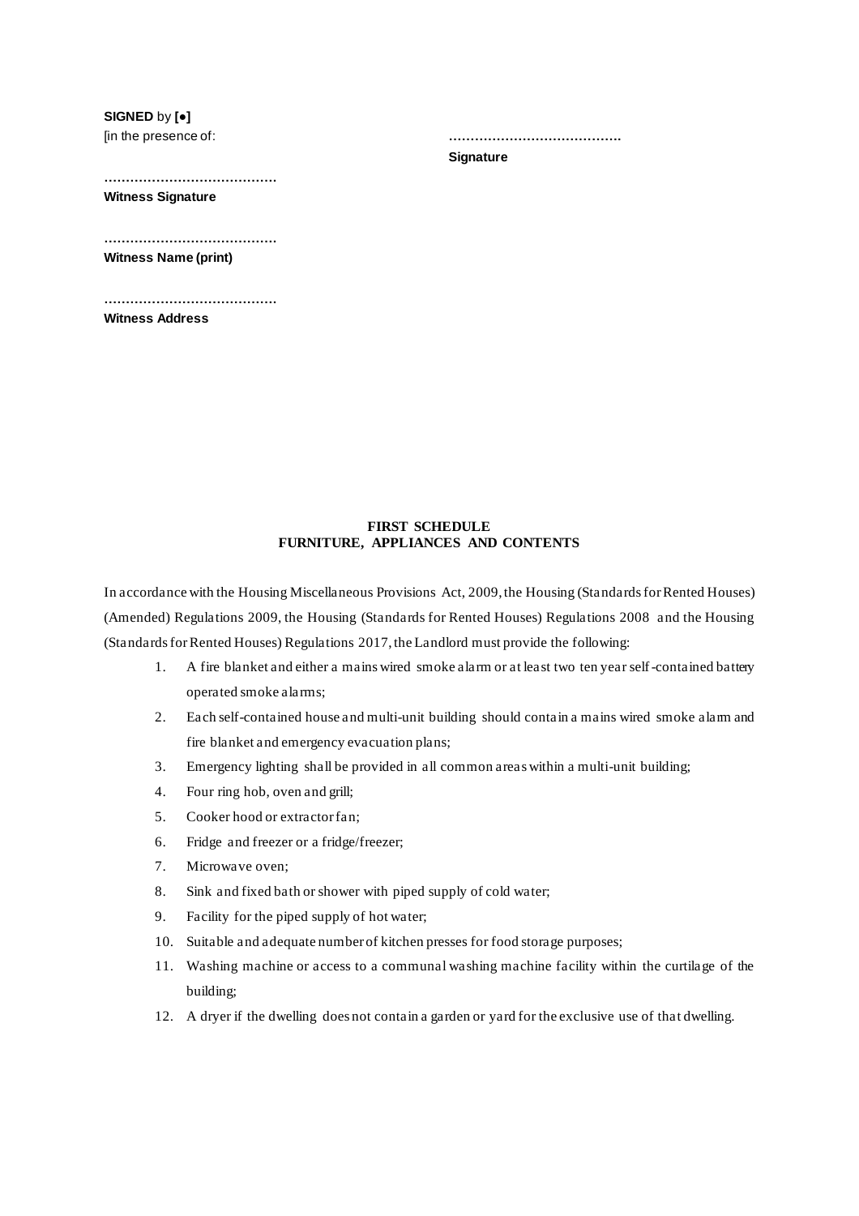**SIGNED** by **[●]**
[in the presence of:

…………………………………
**Signature**

…………………………………
**Witness Signature**

…………………………………
**Witness Name (print)**

…………………………………
**Witness Address**

**FIRST SCHEDULE**
**FURNITURE, APPLIANCES AND CONTENTS**

In accordance with the Housing Miscellaneous Provisions Act, 2009, the Housing (Standards for Rented Houses) (Amended) Regulations 2009, the Housing (Standards for Rented Houses) Regulations 2008 and the Housing (Standards for Rented Houses) Regulations 2017, the Landlord must provide the following:

1. A fire blanket and either a mains wired smoke alarm or at least two ten year self-contained battery operated smoke alarms;
2. Each self-contained house and multi-unit building should contain a mains wired smoke alarm and fire blanket and emergency evacuation plans;
3. Emergency lighting shall be provided in all common areas within a multi-unit building;
4. Four ring hob, oven and grill;
5. Cooker hood or extractor fan;
6. Fridge and freezer or a fridge/freezer;
7. Microwave oven;
8. Sink and fixed bath or shower with piped supply of cold water;
9. Facility for the piped supply of hot water;
10. Suitable and adequate number of kitchen presses for food storage purposes;
11. Washing machine or access to a communal washing machine facility within the curtilage of the building;
12. A dryer if the dwelling does not contain a garden or yard for the exclusive use of that dwelling.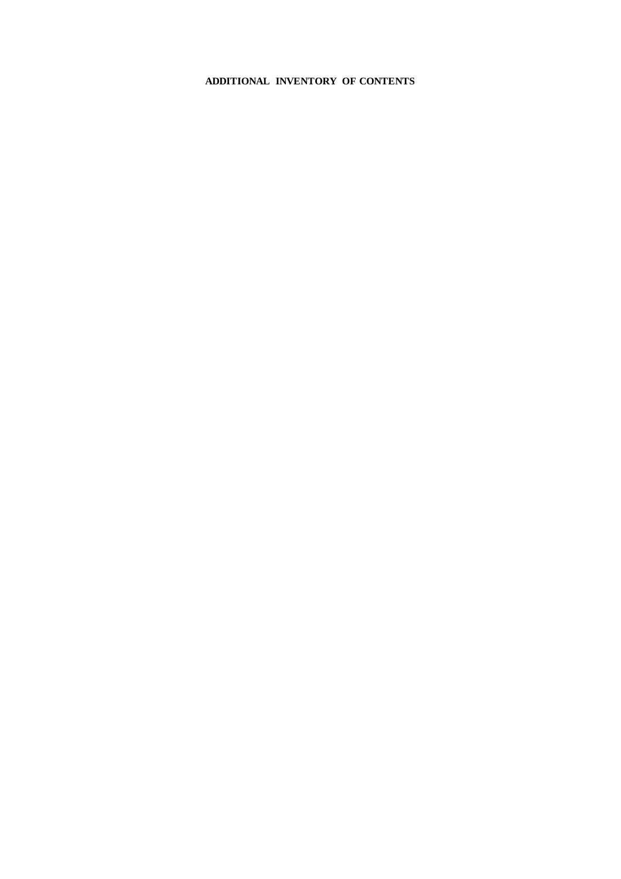**ADDITIONAL INVENTORY OF CONTENTS**